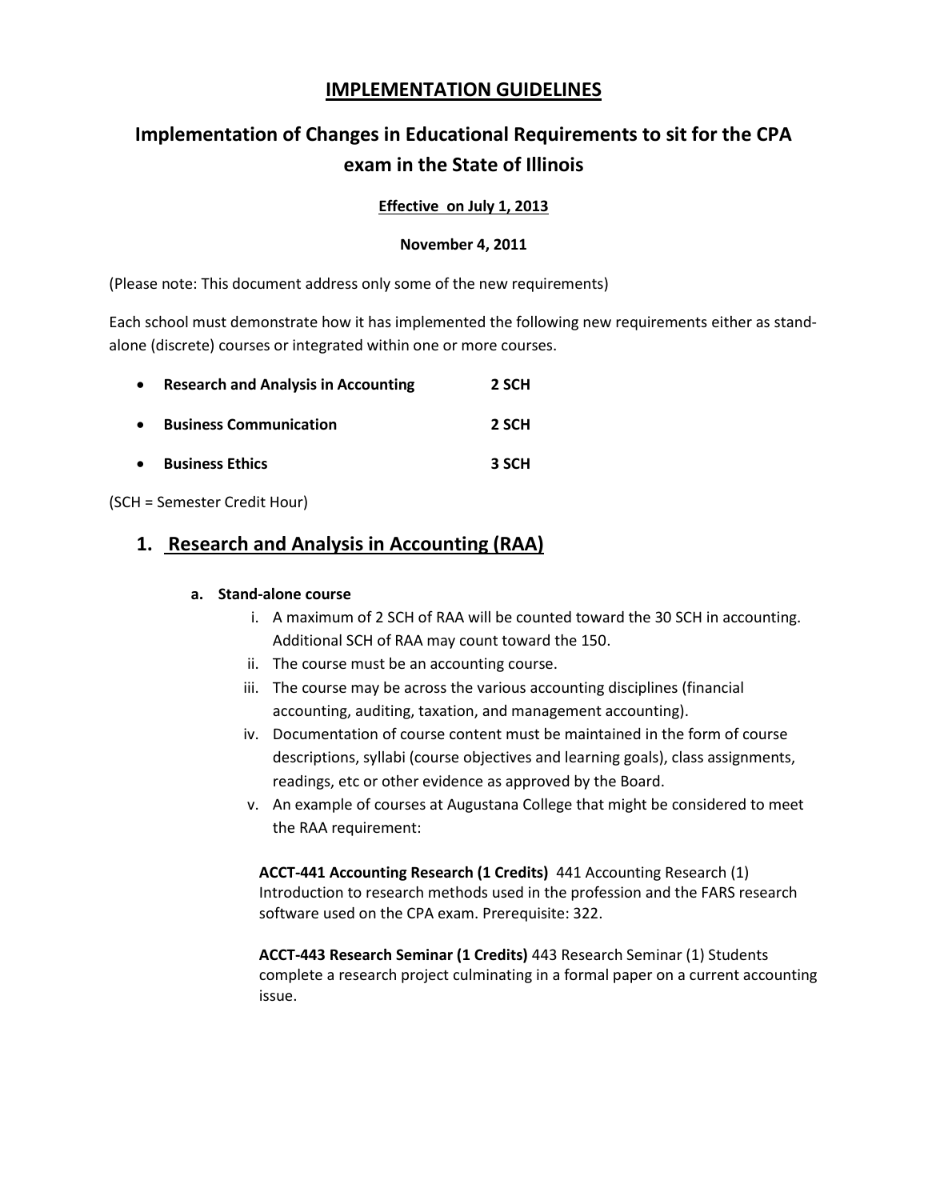# IMPLEMENTATION GUIDELINES

## Implementation of Changes in Educational Requirements to sit for the CPA exam in the State of Illinois

**Effective on July 1, 2013**

**November 4, 2011**

(Please note: This document address only some of the new requirements)

Each school must demonstrate how it has implemented the following new requirements either as stand-alone (discrete) courses or integrated within one or more courses.

- **Research and Analysis in Accounting** **2 SCH**
- **Business Communication** **2 SCH**
- **Business Ethics** **3 SCH**

(SCH = Semester Credit Hour)

## 1. Research and Analysis in Accounting (RAA)

### a. Stand-alone course

i. A maximum of 2 SCH of RAA will be counted toward the 30 SCH in accounting. Additional SCH of RAA may count toward the 150.

ii. The course must be an accounting course.

iii. The course may be across the various accounting disciplines (financial accounting, auditing, taxation, and management accounting).

iv. Documentation of course content must be maintained in the form of course descriptions, syllabi (course objectives and learning goals), class assignments, readings, etc or other evidence as approved by the Board.

v. An example of courses at Augustana College that might be considered to meet the RAA requirement:

**ACCT-441 Accounting Research (1 Credits)** 441 Accounting Research (1) Introduction to research methods used in the profession and the FARS research software used on the CPA exam. Prerequisite: 322.

**ACCT-443 Research Seminar (1 Credits)** 443 Research Seminar (1) Students complete a research project culminating in a formal paper on a current accounting issue.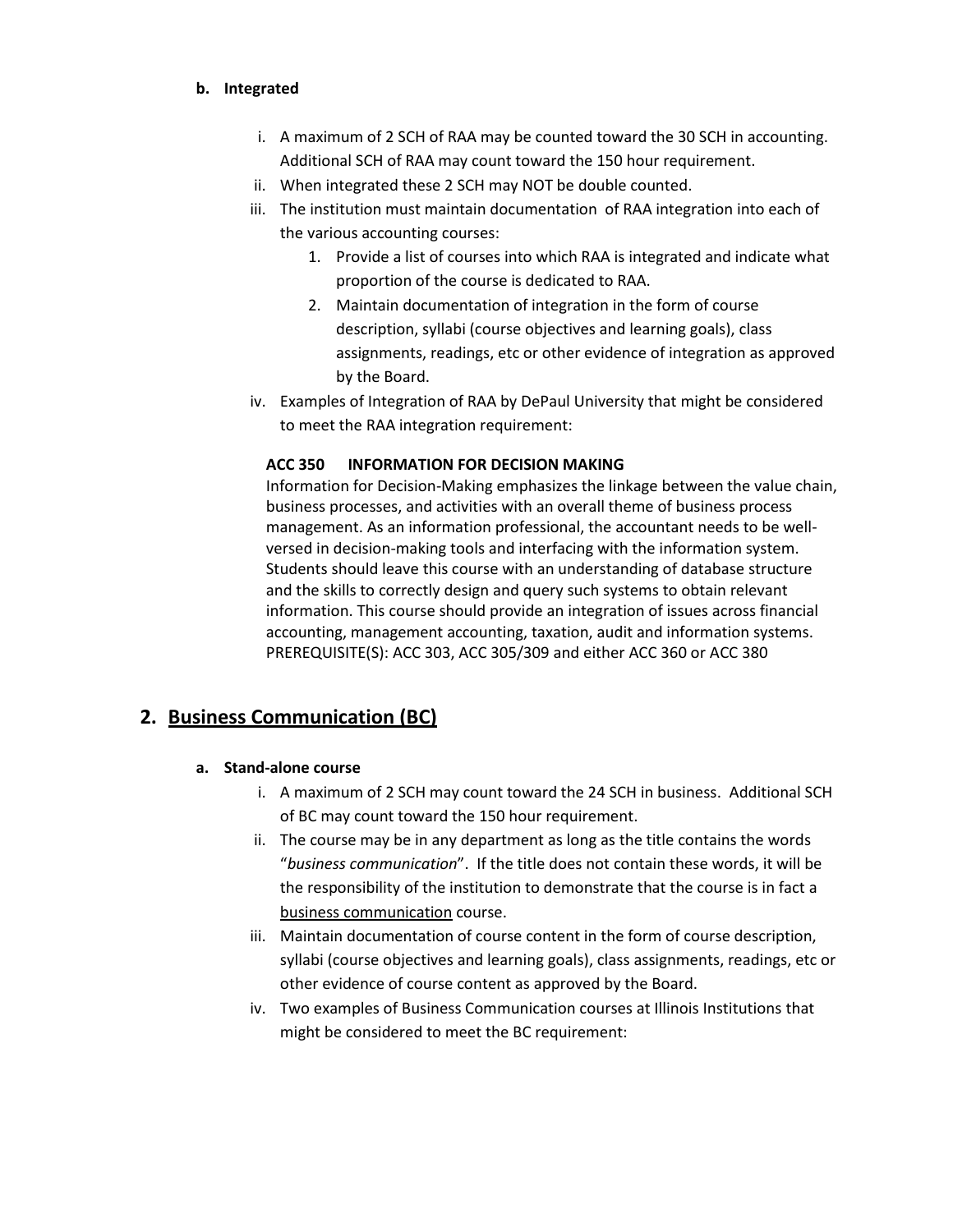**b. Integrated**

i. A maximum of 2 SCH of RAA may be counted toward the 30 SCH in accounting. Additional SCH of RAA may count toward the 150 hour requirement.

ii. When integrated these 2 SCH may NOT be double counted.

iii. The institution must maintain documentation of RAA integration into each of the various accounting courses:

1. Provide a list of courses into which RAA is integrated and indicate what proportion of the course is dedicated to RAA.
2. Maintain documentation of integration in the form of course description, syllabi (course objectives and learning goals), class assignments, readings, etc or other evidence of integration as approved by the Board.

iv. Examples of Integration of RAA by DePaul University that might be considered to meet the RAA integration requirement:

**ACC 350 INFORMATION FOR DECISION MAKING**
Information for Decision-Making emphasizes the linkage between the value chain, business processes, and activities with an overall theme of business process management. As an information professional, the accountant needs to be well-versed in decision-making tools and interfacing with the information system. Students should leave this course with an understanding of database structure and the skills to correctly design and query such systems to obtain relevant information. This course should provide an integration of issues across financial accounting, management accounting, taxation, audit and information systems. PREREQUISITE(S): ACC 303, ACC 305/309 and either ACC 360 or ACC 380

## 2. Business Communication (BC)

**a. Stand-alone course**

i. A maximum of 2 SCH may count toward the 24 SCH in business. Additional SCH of BC may count toward the 150 hour requirement.

ii. The course may be in any department as long as the title contains the words "*business communication*". If the title does not contain these words, it will be the responsibility of the institution to demonstrate that the course is in fact a business communication course.

iii. Maintain documentation of course content in the form of course description, syllabi (course objectives and learning goals), class assignments, readings, etc or other evidence of course content as approved by the Board.

iv. Two examples of Business Communication courses at Illinois Institutions that might be considered to meet the BC requirement: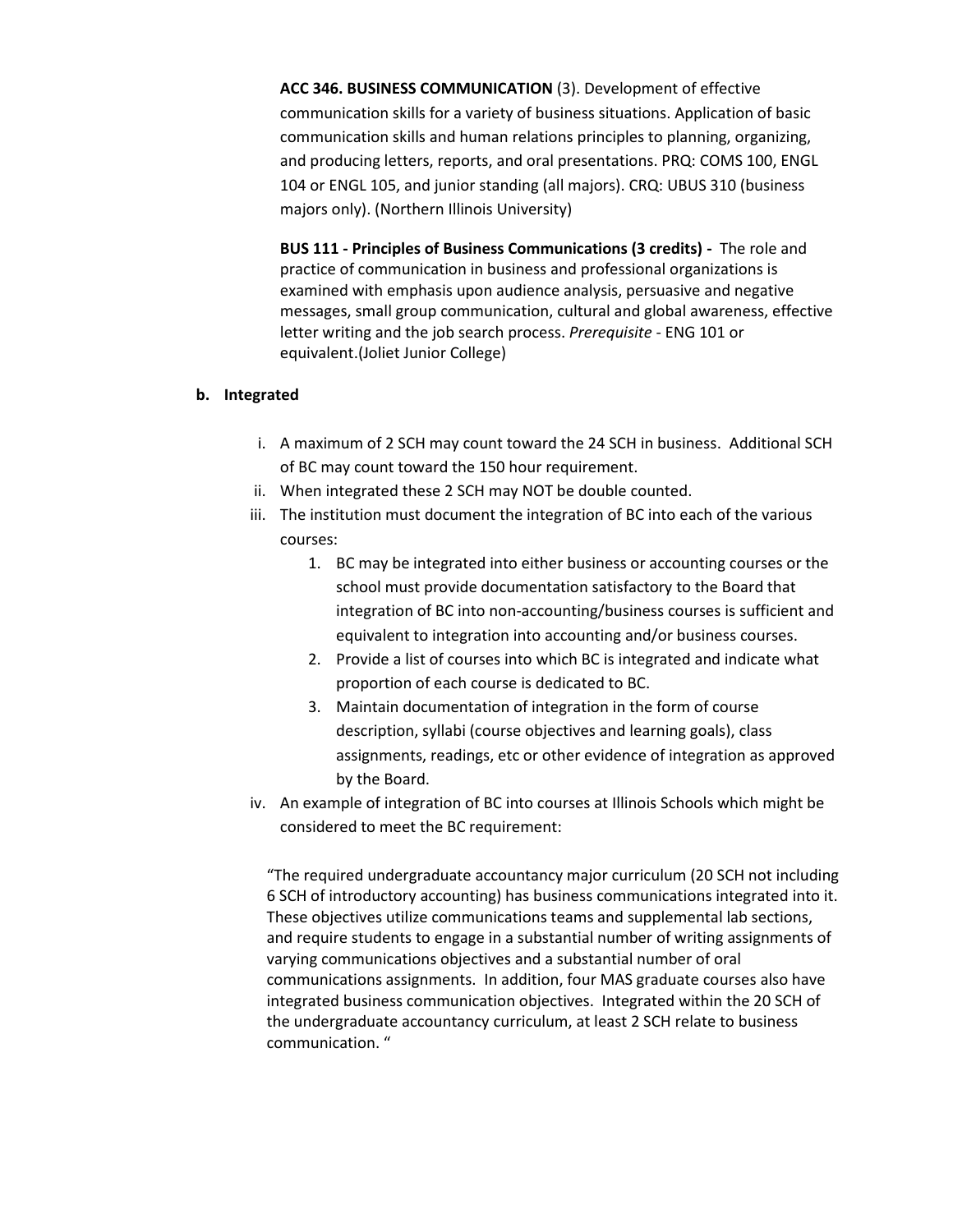**ACC 346. BUSINESS COMMUNICATION** (3). Development of effective communication skills for a variety of business situations. Application of basic communication skills and human relations principles to planning, organizing, and producing letters, reports, and oral presentations. PRQ: COMS 100, ENGL 104 or ENGL 105, and junior standing (all majors). CRQ: UBUS 310 (business majors only). (Northern Illinois University)

**BUS 111 - Principles of Business Communications (3 credits) -** The role and practice of communication in business and professional organizations is examined with emphasis upon audience analysis, persuasive and negative messages, small group communication, cultural and global awareness, effective letter writing and the job search process. *Prerequisite* - ENG 101 or equivalent.(Joliet Junior College)

**b. Integrated**

i. A maximum of 2 SCH may count toward the 24 SCH in business. Additional SCH of BC may count toward the 150 hour requirement.

ii. When integrated these 2 SCH may NOT be double counted.

iii. The institution must document the integration of BC into each of the various courses:

1. BC may be integrated into either business or accounting courses or the school must provide documentation satisfactory to the Board that integration of BC into non-accounting/business courses is sufficient and equivalent to integration into accounting and/or business courses.
2. Provide a list of courses into which BC is integrated and indicate what proportion of each course is dedicated to BC.
3. Maintain documentation of integration in the form of course description, syllabi (course objectives and learning goals), class assignments, readings, etc or other evidence of integration as approved by the Board.

iv. An example of integration of BC into courses at Illinois Schools which might be considered to meet the BC requirement:

"The required undergraduate accountancy major curriculum (20 SCH not including 6 SCH of introductory accounting) has business communications integrated into it. These objectives utilize communications teams and supplemental lab sections, and require students to engage in a substantial number of writing assignments of varying communications objectives and a substantial number of oral communications assignments. In addition, four MAS graduate courses also have integrated business communication objectives. Integrated within the 20 SCH of the undergraduate accountancy curriculum, at least 2 SCH relate to business communication. "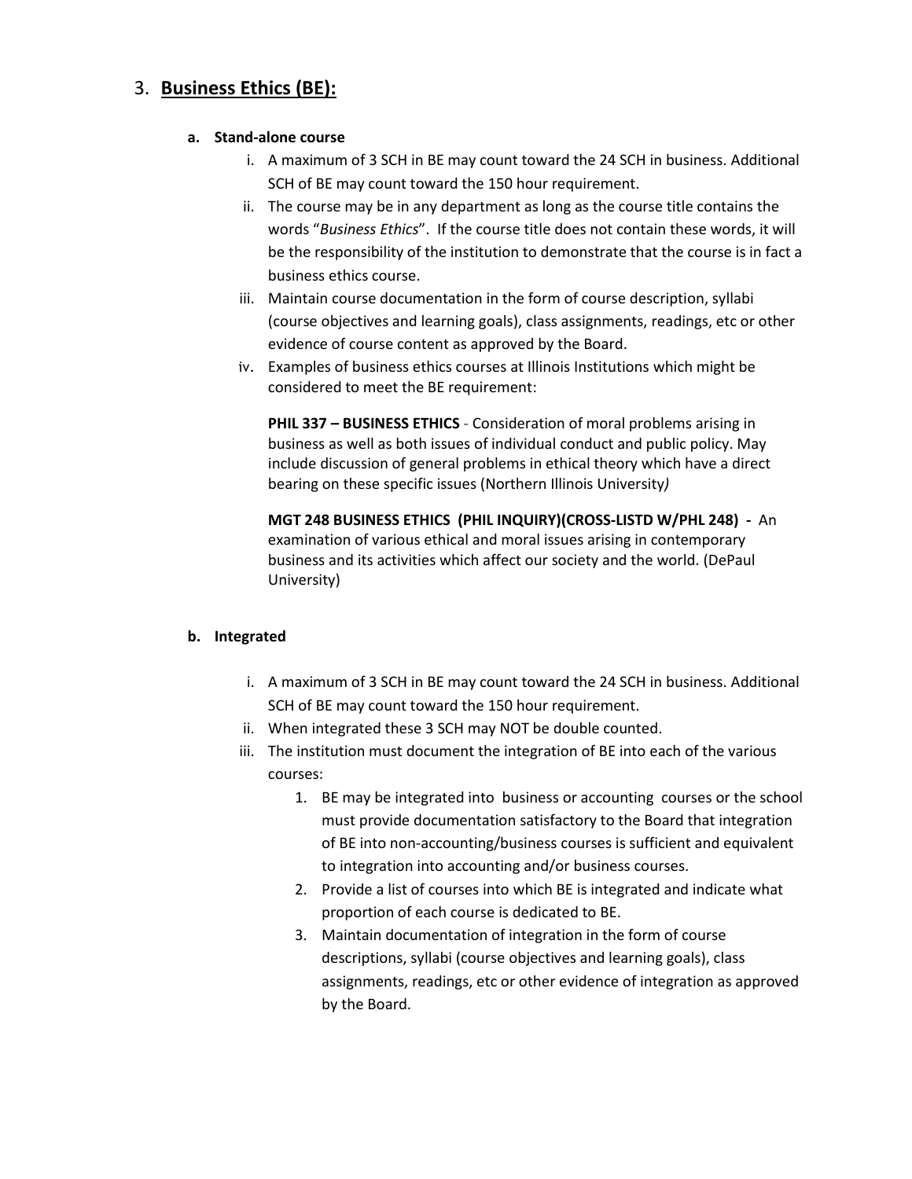## 3. **Business Ethics (BE):**

**a. Stand-alone course**

i. A maximum of 3 SCH in BE may count toward the 24 SCH in business. Additional SCH of BE may count toward the 150 hour requirement.

ii. The course may be in any department as long as the course title contains the words "*Business Ethics*". If the course title does not contain these words, it will be the responsibility of the institution to demonstrate that the course is in fact a business ethics course.

iii. Maintain course documentation in the form of course description, syllabi (course objectives and learning goals), class assignments, readings, etc or other evidence of course content as approved by the Board.

iv. Examples of business ethics courses at Illinois Institutions which might be considered to meet the BE requirement:

**PHIL 337 – BUSINESS ETHICS** - Consideration of moral problems arising in business as well as both issues of individual conduct and public policy. May include discussion of general problems in ethical theory which have a direct bearing on these specific issues (Northern Illinois University*)*

**MGT 248 BUSINESS ETHICS (PHIL INQUIRY)(CROSS-LISTD W/PHL 248) -** An examination of various ethical and moral issues arising in contemporary business and its activities which affect our society and the world. (DePaul University)

**b. Integrated**

i. A maximum of 3 SCH in BE may count toward the 24 SCH in business. Additional SCH of BE may count toward the 150 hour requirement.

ii. When integrated these 3 SCH may NOT be double counted.

iii. The institution must document the integration of BE into each of the various courses:

1. BE may be integrated into business or accounting courses or the school must provide documentation satisfactory to the Board that integration of BE into non-accounting/business courses is sufficient and equivalent to integration into accounting and/or business courses.
2. Provide a list of courses into which BE is integrated and indicate what proportion of each course is dedicated to BE.
3. Maintain documentation of integration in the form of course descriptions, syllabi (course objectives and learning goals), class assignments, readings, etc or other evidence of integration as approved by the Board.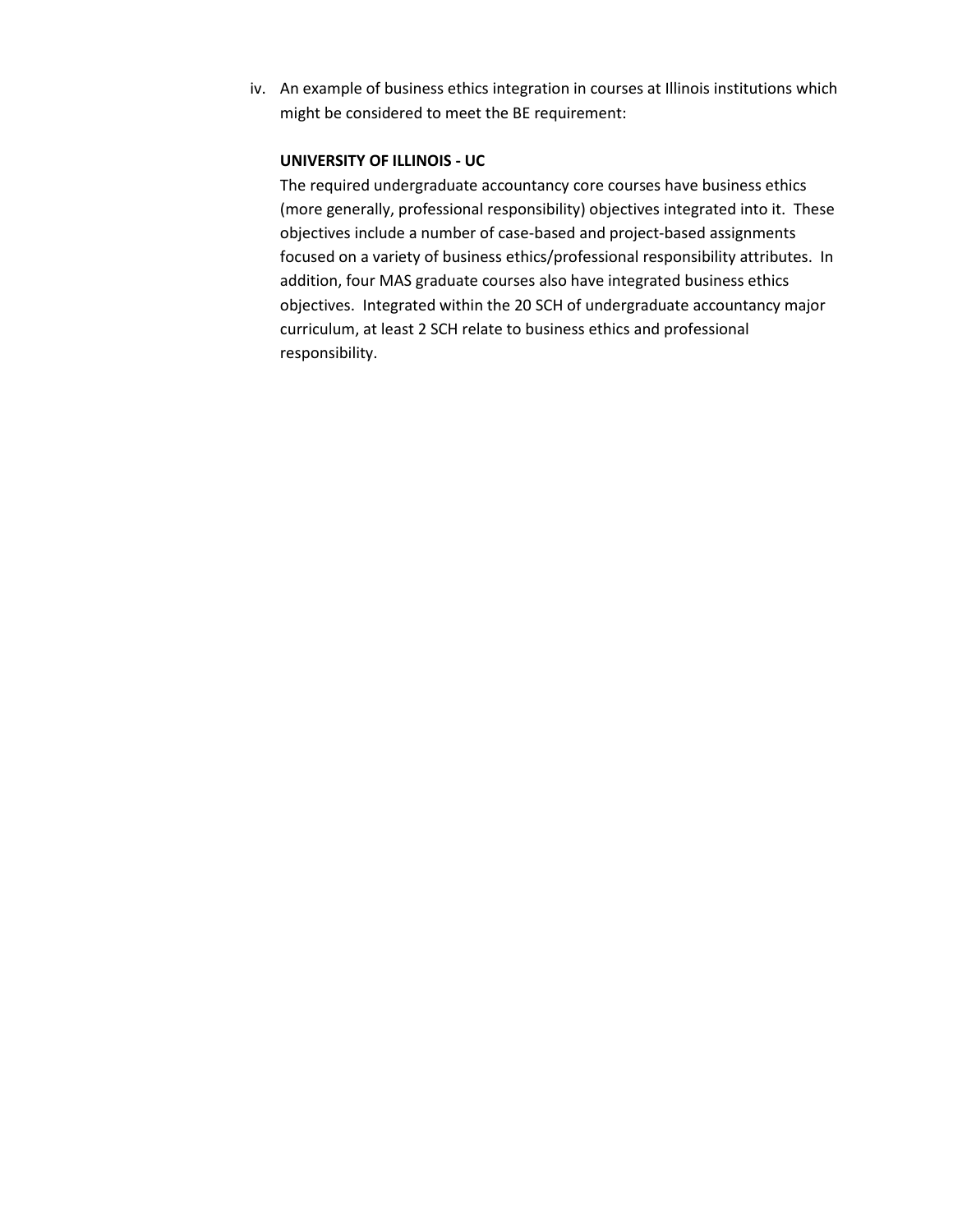iv. An example of business ethics integration in courses at Illinois institutions which might be considered to meet the BE requirement:

**UNIVERSITY OF ILLINOIS - UC**

The required undergraduate accountancy core courses have business ethics (more generally, professional responsibility) objectives integrated into it. These objectives include a number of case-based and project-based assignments focused on a variety of business ethics/professional responsibility attributes. In addition, four MAS graduate courses also have integrated business ethics objectives. Integrated within the 20 SCH of undergraduate accountancy major curriculum, at least 2 SCH relate to business ethics and professional responsibility.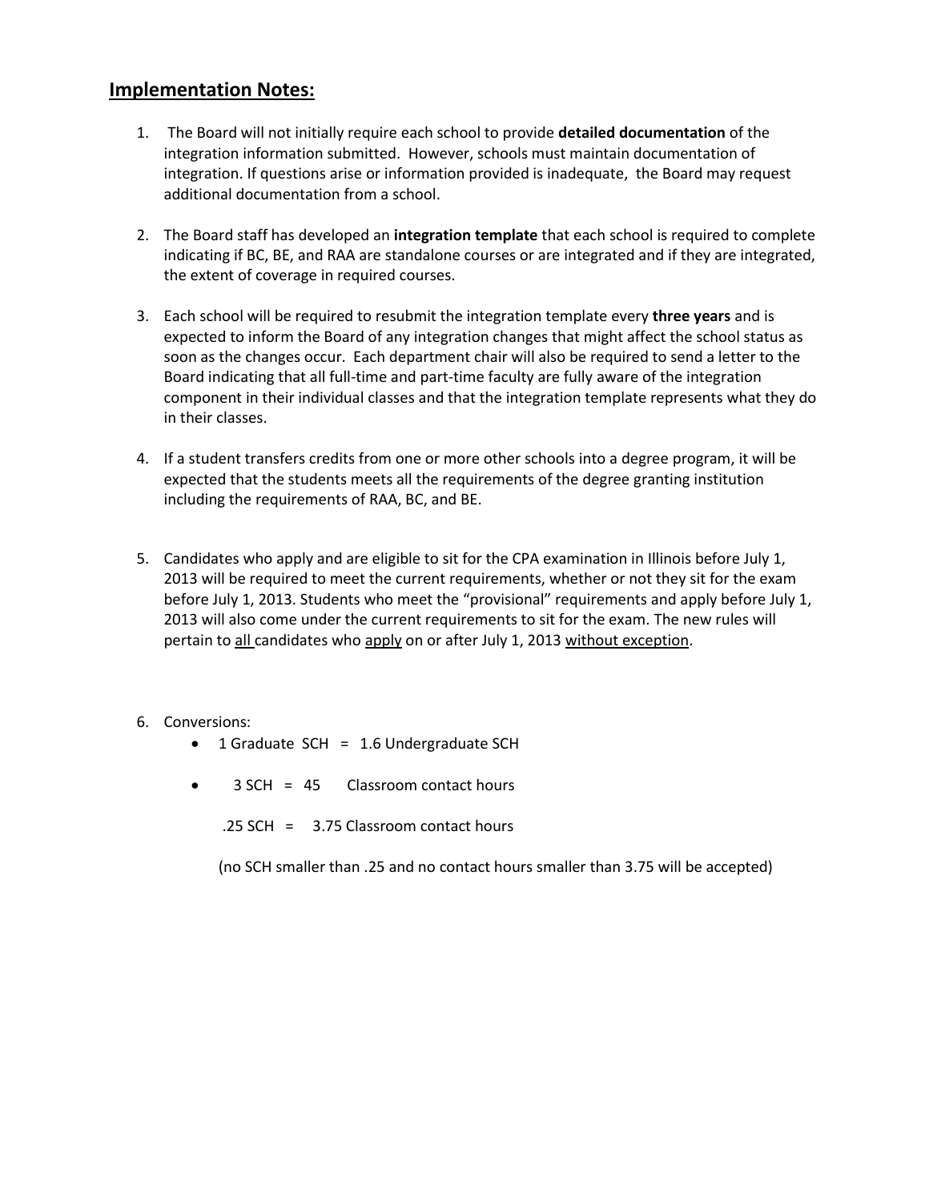## Implementation Notes:

1. The Board will not initially require each school to provide **detailed documentation** of the integration information submitted. However, schools must maintain documentation of integration. If questions arise or information provided is inadequate, the Board may request additional documentation from a school.

2. The Board staff has developed an **integration template** that each school is required to complete indicating if BC, BE, and RAA are standalone courses or are integrated and if they are integrated, the extent of coverage in required courses.

3. Each school will be required to resubmit the integration template every **three years** and is expected to inform the Board of any integration changes that might affect the school status as soon as the changes occur. Each department chair will also be required to send a letter to the Board indicating that all full-time and part-time faculty are fully aware of the integration component in their individual classes and that the integration template represents what they do in their classes.

4. If a student transfers credits from one or more other schools into a degree program, it will be expected that the students meets all the requirements of the degree granting institution including the requirements of RAA, BC, and BE.

5. Candidates who apply and are eligible to sit for the CPA examination in Illinois before July 1, 2013 will be required to meet the current requirements, whether or not they sit for the exam before July 1, 2013. Students who meet the "provisional" requirements and apply before July 1, 2013 will also come under the current requirements to sit for the exam. The new rules will pertain to <u>all</u> candidates who <u>apply</u> on or after July 1, 2013 <u>without exception</u>.

6. Conversions:
   - 1 Graduate SCH = 1.6 Undergraduate SCH
   - 3 SCH = 45 Classroom contact hours

     .25 SCH = 3.75 Classroom contact hours

     (no SCH smaller than .25 and no contact hours smaller than 3.75 will be accepted)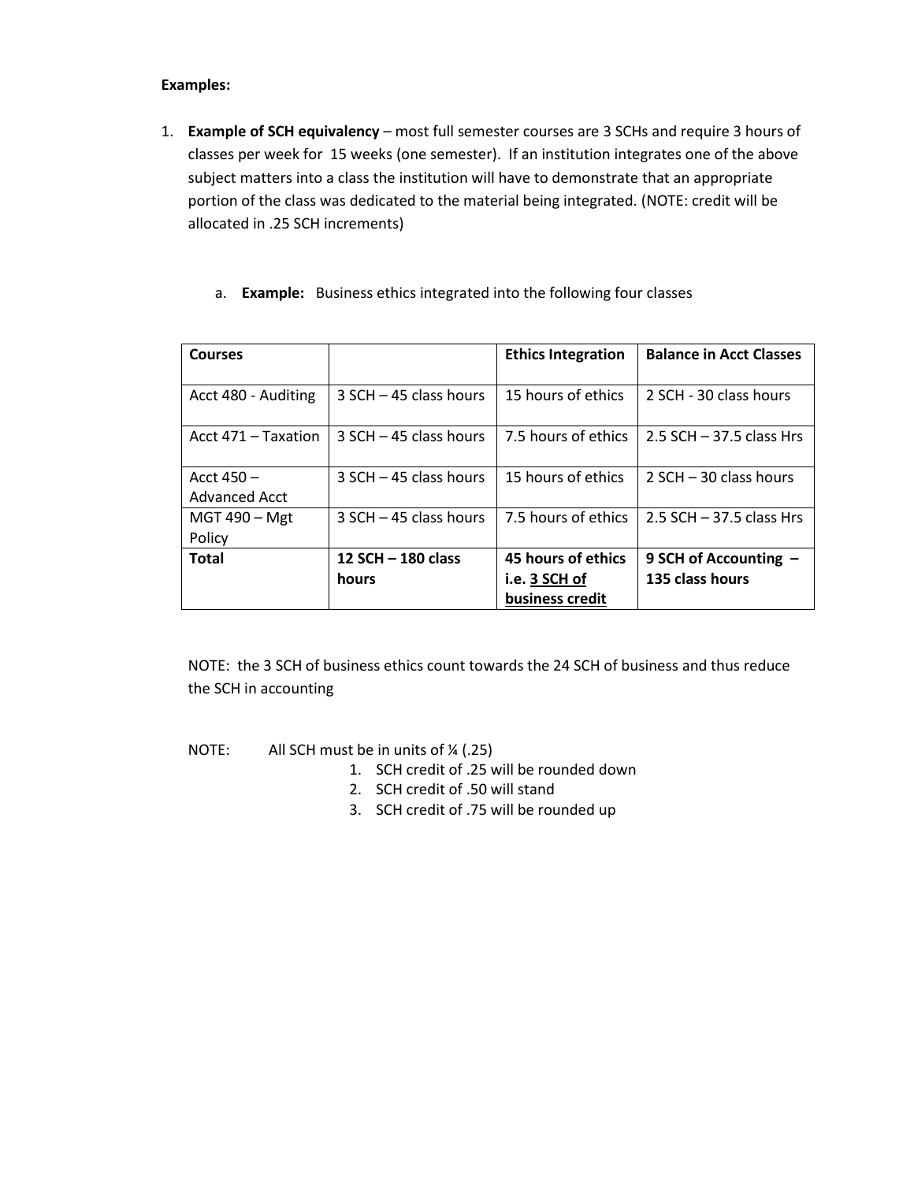**Examples:**

1. **Example of SCH equivalency** – most full semester courses are 3 SCHs and require 3 hours of classes per week for 15 weeks (one semester). If an institution integrates one of the above subject matters into a class the institution will have to demonstrate that an appropriate portion of the class was dedicated to the material being integrated. (NOTE: credit will be allocated in .25 SCH increments)

   a. **Example:** Business ethics integrated into the following four classes

| **Courses** | | **Ethics Integration** | **Balance in Acct Classes** |
|---|---|---|---|
| Acct 480 - Auditing | 3 SCH – 45 class hours | 15 hours of ethics | 2 SCH - 30 class hours |
| Acct 471 – Taxation | 3 SCH – 45 class hours | 7.5 hours of ethics | 2.5 SCH – 37.5 class Hrs |
| Acct 450 – Advanced Acct | 3 SCH – 45 class hours | 15 hours of ethics | 2 SCH – 30 class hours |
| MGT 490 – Mgt Policy | 3 SCH – 45 class hours | 7.5 hours of ethics | 2.5 SCH – 37.5 class Hrs |
| **Total** | **12 SCH – 180 class hours** | **45 hours of ethics i.e. 3 SCH of business credit** | **9 SCH of Accounting – 135 class hours** |

NOTE: the 3 SCH of business ethics count towards the 24 SCH of business and thus reduce the SCH in accounting

NOTE: All SCH must be in units of ¼ (.25)

1. SCH credit of .25 will be rounded down
2. SCH credit of .50 will stand
3. SCH credit of .75 will be rounded up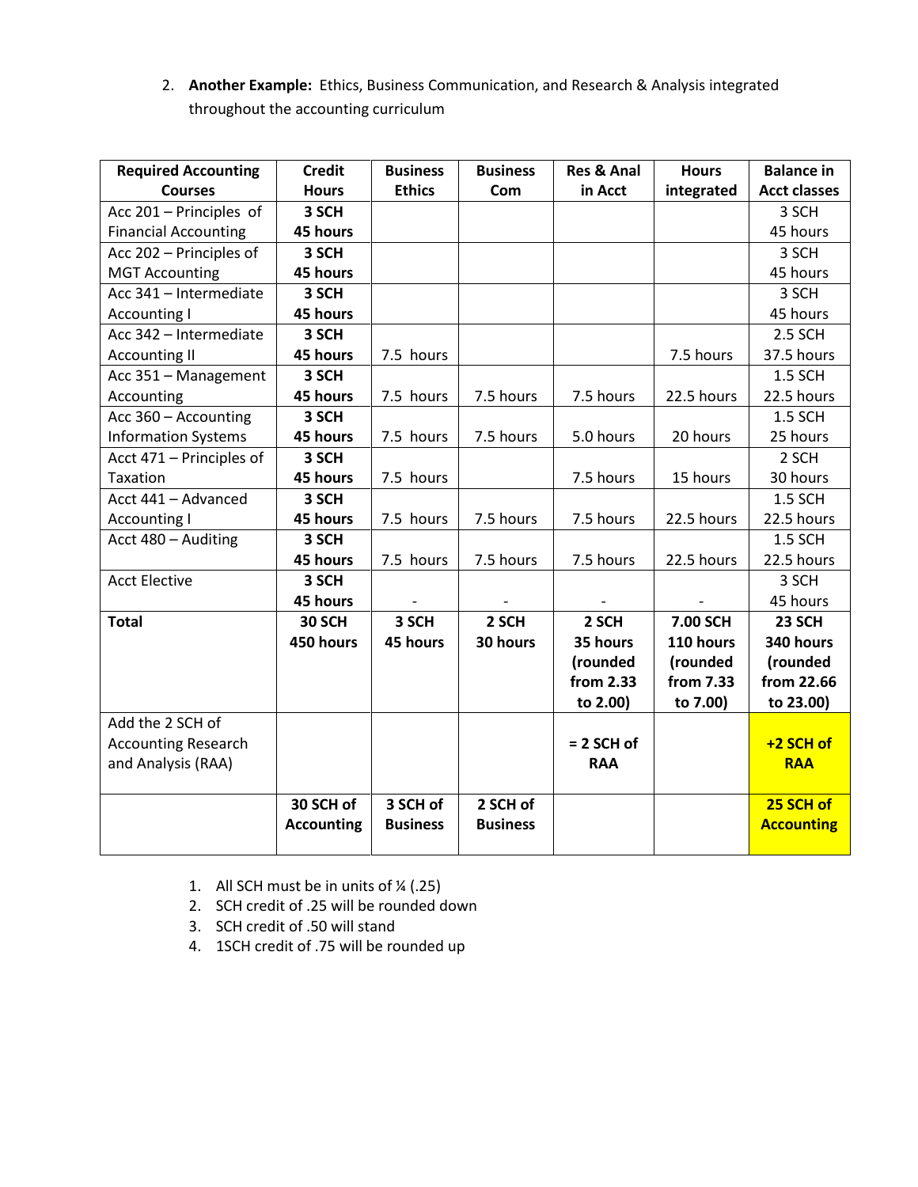2. **Another Example:** Ethics, Business Communication, and Research & Analysis integrated throughout the accounting curriculum

| Required Accounting Courses | Credit Hours | Business Ethics | Business Com | Res & Anal in Acct | Hours integrated | Balance in Acct classes |
|---|---|---|---|---|---|---|
| Acc 201 – Principles of Financial Accounting | **3 SCH 45 hours** | | | | | 3 SCH 45 hours |
| Acc 202 – Principles of MGT Accounting | **3 SCH 45 hours** | | | | | 3 SCH 45 hours |
| Acc 341 – Intermediate Accounting I | **3 SCH 45 hours** | | | | | 3 SCH 45 hours |
| Acc 342 – Intermediate Accounting II | **3 SCH 45 hours** | 7.5 hours | | | 7.5 hours | 2.5 SCH 37.5 hours |
| Acc 351 – Management Accounting | **3 SCH 45 hours** | 7.5 hours | 7.5 hours | 7.5 hours | 22.5 hours | 1.5 SCH 22.5 hours |
| Acc 360 – Accounting Information Systems | **3 SCH 45 hours** | 7.5 hours | 7.5 hours | 5.0 hours | 20 hours | 1.5 SCH 25 hours |
| Acct 471 – Principles of Taxation | **3 SCH 45 hours** | 7.5 hours | | 7.5 hours | 15 hours | 2 SCH 30 hours |
| Acct 441 – Advanced Accounting I | **3 SCH 45 hours** | 7.5 hours | 7.5 hours | 7.5 hours | 22.5 hours | 1.5 SCH 22.5 hours |
| Acct 480 – Auditing | **3 SCH 45 hours** | 7.5 hours | 7.5 hours | 7.5 hours | 22.5 hours | 1.5 SCH 22.5 hours |
| Acct Elective | **3 SCH 45 hours** | - | - | - | - | 3 SCH 45 hours |
| **Total** | **30 SCH 450 hours** | **3 SCH 45 hours** | **2 SCH 30 hours** | **2 SCH 35 hours (rounded from 2.33 to 2.00)** | **7.00 SCH 110 hours (rounded from 7.33 to 7.00)** | **23 SCH 340 hours (rounded from 22.66 to 23.00)** |
| Add the 2 SCH of Accounting Research and Analysis (RAA) | | | | **= 2 SCH of RAA** | | **+2 SCH of RAA** |
| | **30 SCH of Accounting** | **3 SCH of Business** | **2 SCH of Business** | | | **25 SCH of Accounting** |

1. All SCH must be in units of ¼ (.25)
2. SCH credit of .25 will be rounded down
3. SCH credit of .50 will stand
4. 1SCH credit of .75 will be rounded up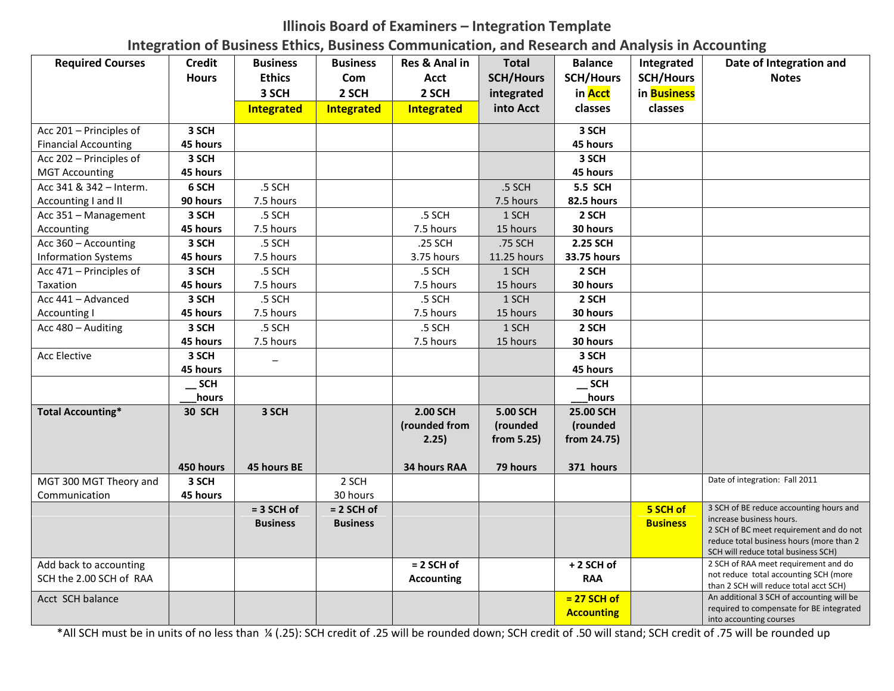# Illinois Board of Examiners – Integration Template

## Integration of Business Ethics, Business Communication, and Research and Analysis in Accounting

| Required Courses | Credit Hours | Business Ethics 3 SCH **Integrated** | Business Com 2 SCH **Integrated** | Res & Anal in Acct 2 SCH **Integrated** | Total SCH/Hours integrated into Acct | Balance SCH/Hours in Acct classes | Integrated SCH/Hours in Business classes | Date of Integration and Notes |
|---|---|---|---|---|---|---|---|---|
| Acc 201 – Principles of Financial Accounting | **3 SCH 45 hours** | | | | | **3 SCH 45 hours** | | |
| Acc 202 – Principles of MGT Accounting | **3 SCH 45 hours** | | | | | **3 SCH 45 hours** | | |
| Acc 341 & 342 – Interm. Accounting I and II | **6 SCH 90 hours** | .5 SCH 7.5 hours | | | .5 SCH 7.5 hours | **5.5 SCH 82.5 hours** | | |
| Acc 351 – Management Accounting | **3 SCH 45 hours** | .5 SCH 7.5 hours | | .5 SCH 7.5 hours | 1 SCH 15 hours | **2 SCH 30 hours** | | |
| Acc 360 – Accounting Information Systems | **3 SCH 45 hours** | .5 SCH 7.5 hours | | .25 SCH 3.75 hours | .75 SCH 11.25 hours | **2.25 SCH 33.75 hours** | | |
| Acc 471 – Principles of Taxation | **3 SCH 45 hours** | .5 SCH 7.5 hours | | .5 SCH 7.5 hours | 1 SCH 15 hours | **2 SCH 30 hours** | | |
| Acc 441 – Advanced Accounting I | **3 SCH 45 hours** | .5 SCH 7.5 hours | | .5 SCH 7.5 hours | 1 SCH 15 hours | **2 SCH 30 hours** | | |
| Acc 480 – Auditing | **3 SCH 45 hours** | .5 SCH 7.5 hours | | .5 SCH 7.5 hours | 1 SCH 15 hours | **2 SCH 30 hours** | | |
| Acc Elective | **3 SCH 45 hours** | _ | | | | **3 SCH 45 hours** | | |
| | **__ SCH ___hours** | | | | | **__ SCH ___hours** | | |
| **Total Accounting*** | **30 SCH 450 hours** | **3 SCH 45 hours BE** | | **2.00 SCH (rounded from 2.25) 34 hours RAA** | **5.00 SCH (rounded from 5.25) 79 hours** | **25.00 SCH (rounded from 24.75) 371 hours** | | |
| MGT 300 MGT Theory and Communication | **3 SCH 45 hours** | | 2 SCH 30 hours | | | | | Date of integration: Fall 2011 |
| | | **= 3 SCH of Business** | **= 2 SCH of Business** | | | | **5 SCH of Business** | 3 SCH of BE reduce accounting hours and increase business hours. 2 SCH of BC meet requirement and do not reduce total business hours (more than 2 SCH will reduce total business SCH) |
| Add back to accounting SCH the 2.00 SCH of RAA | | | | **= 2 SCH of Accounting** | | **+ 2 SCH of RAA** | | 2 SCH of RAA meet requirement and do not reduce total accounting SCH (more than 2 SCH will reduce total acct SCH) |
| Acct SCH balance | | | | | | **= 27 SCH of Accounting** | | An additional 3 SCH of accounting will be required to compensate for BE integrated into accounting courses |

*All SCH must be in units of no less than ¼ (.25): SCH credit of .25 will be rounded down; SCH credit of .50 will stand; SCH credit of .75 will be rounded up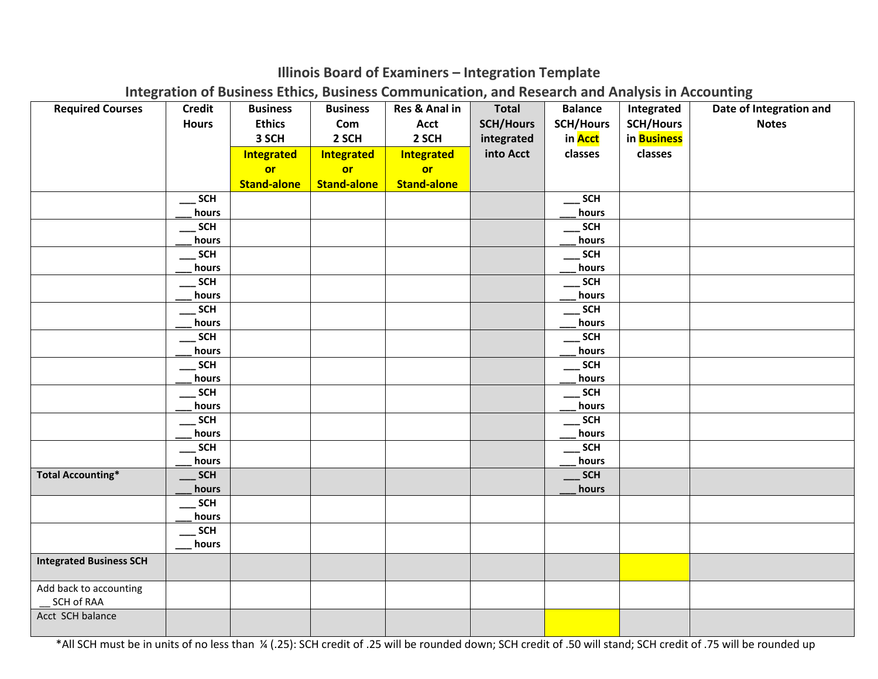## Illinois Board of Examiners – Integration Template

### Integration of Business Ethics, Business Communication, and Research and Analysis in Accounting

| Required Courses | Credit Hours | Business Ethics 3 SCH **Integrated or Stand-alone** | Business Com 2 SCH **Integrated or Stand-alone** | Res & Anal in Acct 2 SCH **Integrated or Stand-alone** | Total SCH/Hours integrated into Acct | Balance SCH/Hours in Acct classes | Integrated SCH/Hours in Business classes | Date of Integration and Notes |
|---|---|---|---|---|---|---|---|---|
| | ___ SCH ___ hours | | | | | ___ SCH ___ hours | | |
| | ___ SCH ___ hours | | | | | ___ SCH ___ hours | | |
| | ___ SCH ___ hours | | | | | ___ SCH ___ hours | | |
| | ___ SCH ___ hours | | | | | ___ SCH ___ hours | | |
| | ___ SCH ___ hours | | | | | ___ SCH ___ hours | | |
| | ___ SCH ___ hours | | | | | ___ SCH ___ hours | | |
| | ___ SCH ___ hours | | | | | ___ SCH ___ hours | | |
| | ___ SCH ___ hours | | | | | ___ SCH ___ hours | | |
| | ___ SCH ___ hours | | | | | ___ SCH ___ hours | | |
| | ___ SCH ___ hours | | | | | ___ SCH ___ hours | | |
| **Total Accounting*** | ___ SCH ___ hours | | | | | ___ SCH ___ hours | | |
| | ___ SCH ___ hours | | | | | | | |
| | ___ SCH ___ hours | | | | | | | |
| **Integrated Business SCH** | | | | | | | | |
| Add back to accounting __ SCH of RAA | | | | | | | | |
| Acct SCH balance | | | | | | | | |

*All SCH must be in units of no less than ¼ (.25): SCH credit of .25 will be rounded down; SCH credit of .50 will stand; SCH credit of .75 will be rounded up